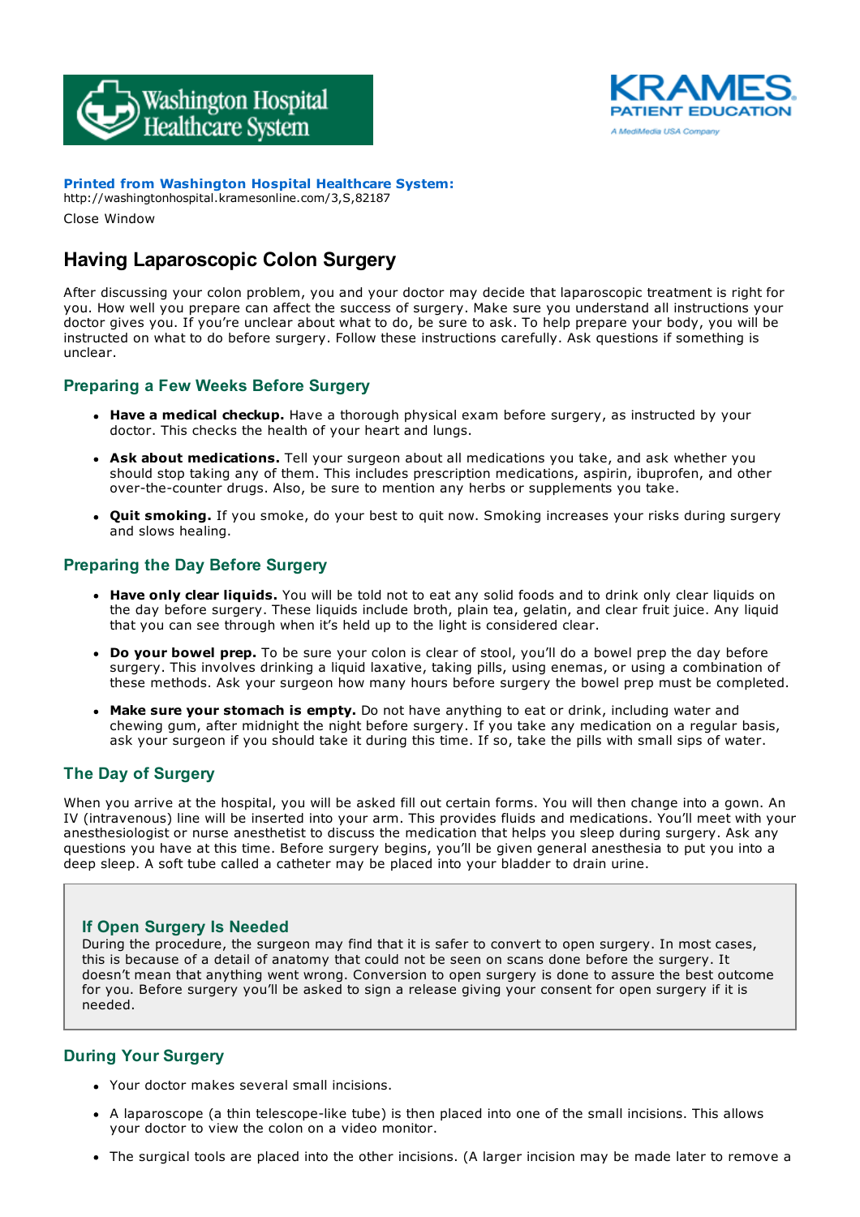Washington Hospital Healthcare System

KRAMES PATIENT EDUCATION
A MediMedia USA Company

**Printed from Washington Hospital Healthcare System:**
http://washingtonhospital.kramesonline.com/3,S,82187

Close Window

# Having Laparoscopic Colon Surgery

After discussing your colon problem, you and your doctor may decide that laparoscopic treatment is right for you. How well you prepare can affect the success of surgery. Make sure you understand all instructions your doctor gives you. If you're unclear about what to do, be sure to ask. To help prepare your body, you will be instructed on what to do before surgery. Follow these instructions carefully. Ask questions if something is unclear.

## Preparing a Few Weeks Before Surgery

- **Have a medical checkup.** Have a thorough physical exam before surgery, as instructed by your doctor. This checks the health of your heart and lungs.
- **Ask about medications.** Tell your surgeon about all medications you take, and ask whether you should stop taking any of them. This includes prescription medications, aspirin, ibuprofen, and other over-the-counter drugs. Also, be sure to mention any herbs or supplements you take.
- **Quit smoking.** If you smoke, do your best to quit now. Smoking increases your risks during surgery and slows healing.

## Preparing the Day Before Surgery

- **Have only clear liquids.** You will be told not to eat any solid foods and to drink only clear liquids on the day before surgery. These liquids include broth, plain tea, gelatin, and clear fruit juice. Any liquid that you can see through when it's held up to the light is considered clear.
- **Do your bowel prep.** To be sure your colon is clear of stool, you'll do a bowel prep the day before surgery. This involves drinking a liquid laxative, taking pills, using enemas, or using a combination of these methods. Ask your surgeon how many hours before surgery the bowel prep must be completed.
- **Make sure your stomach is empty.** Do not have anything to eat or drink, including water and chewing gum, after midnight the night before surgery. If you take any medication on a regular basis, ask your surgeon if you should take it during this time. If so, take the pills with small sips of water.

## The Day of Surgery

When you arrive at the hospital, you will be asked fill out certain forms. You will then change into a gown. An IV (intravenous) line will be inserted into your arm. This provides fluids and medications. You'll meet with your anesthesiologist or nurse anesthetist to discuss the medication that helps you sleep during surgery. Ask any questions you have at this time. Before surgery begins, you'll be given general anesthesia to put you into a deep sleep. A soft tube called a catheter may be placed into your bladder to drain urine.

### If Open Surgery Is Needed

During the procedure, the surgeon may find that it is safer to convert to open surgery. In most cases, this is because of a detail of anatomy that could not be seen on scans done before the surgery. It doesn't mean that anything went wrong. Conversion to open surgery is done to assure the best outcome for you. Before surgery you'll be asked to sign a release giving your consent for open surgery if it is needed.

## During Your Surgery

- Your doctor makes several small incisions.
- A laparoscope (a thin telescope-like tube) is then placed into one of the small incisions. This allows your doctor to view the colon on a video monitor.
- The surgical tools are placed into the other incisions. (A larger incision may be made later to remove a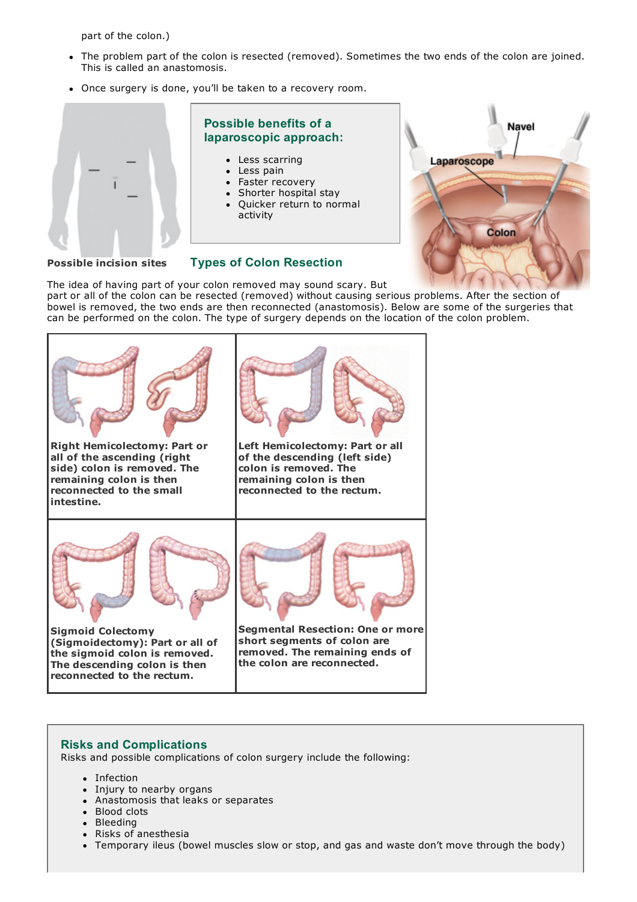part of the colon.)

- The problem part of the colon is resected (removed). Sometimes the two ends of the colon are joined. This is called an anastomosis.
- Once surgery is done, you'll be taken to a recovery room.

Possible incision sites

### Possible benefits of a laparoscopic approach:

- Less scarring
- Less pain
- Faster recovery
- Shorter hospital stay
- Quicker return to normal activity

Navel

Laparoscope

Colon

### Types of Colon Resection

The idea of having part of your colon removed may sound scary. But part or all of the colon can be resected (removed) without causing serious problems. After the section of bowel is removed, the two ends are then reconnected (anastomosis). Below are some of the surgeries that can be performed on the colon. The type of surgery depends on the location of the colon problem.

| | |
|---|---|
| **Right Hemicolectomy: Part or all of the ascending (right side) colon is removed. The remaining colon is then reconnected to the small intestine.** | **Left Hemicolectomy: Part or all of the descending (left side) colon is removed. The remaining colon is then reconnected to the rectum.** |
| **Sigmoid Colectomy (Sigmoidectomy): Part or all of the sigmoid colon is removed. The descending colon is then reconnected to the rectum.** | **Segmental Resection: One or more short segments of colon are removed. The remaining ends of the colon are reconnected.** |

### Risks and Complications

Risks and possible complications of colon surgery include the following:

- Infection
- Injury to nearby organs
- Anastomosis that leaks or separates
- Blood clots
- Bleeding
- Risks of anesthesia
- Temporary ileus (bowel muscles slow or stop, and gas and waste don't move through the body)